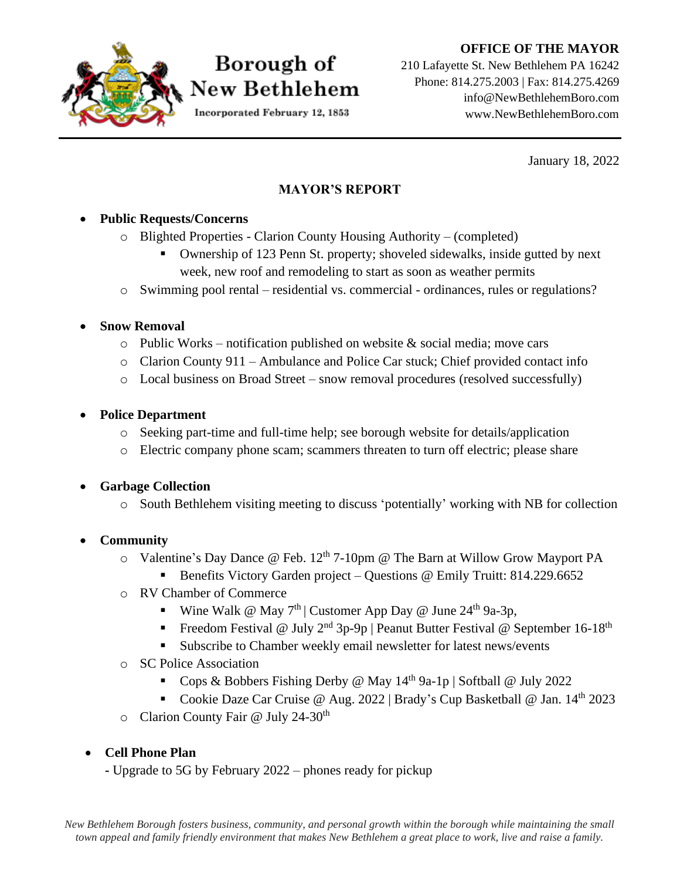Borough of New Bethlehem

Incorporated February 12, 1853

**OFFICE OF THE MAYOR**
210 Lafayette St. New Bethlehem PA 16242
Phone: 814.275.2003 | Fax: 814.275.4269
info@NewBethlehemBoro.com
www.NewBethlehemBoro.com

January 18, 2022

## MAYOR'S REPORT

- **Public Requests/Concerns**
  - Blighted Properties - Clarion County Housing Authority – (completed)
    - Ownership of 123 Penn St. property; shoveled sidewalks, inside gutted by next week, new roof and remodeling to start as soon as weather permits
  - Swimming pool rental – residential vs. commercial - ordinances, rules or regulations?

- **Snow Removal**
  - Public Works – notification published on website & social media; move cars
  - Clarion County 911 – Ambulance and Police Car stuck; Chief provided contact info
  - Local business on Broad Street – snow removal procedures (resolved successfully)

- **Police Department**
  - Seeking part-time and full-time help; see borough website for details/application
  - Electric company phone scam; scammers threaten to turn off electric; please share

- **Garbage Collection**
  - South Bethlehem visiting meeting to discuss 'potentially' working with NB for collection

- **Community**
  - Valentine's Day Dance @ Feb. 12th 7-10pm @ The Barn at Willow Grow Mayport PA
    - Benefits Victory Garden project – Questions @ Emily Truitt: 814.229.6652
  - RV Chamber of Commerce
    - Wine Walk @ May 7th | Customer App Day @ June 24th 9a-3p,
    - Freedom Festival @ July 2nd 3p-9p | Peanut Butter Festival @ September 16-18th
    - Subscribe to Chamber weekly email newsletter for latest news/events
  - SC Police Association
    - Cops & Bobbers Fishing Derby @ May 14th 9a-1p | Softball @ July 2022
    - Cookie Daze Car Cruise @ Aug. 2022 | Brady's Cup Basketball @ Jan. 14th 2023
  - Clarion County Fair @ July 24-30th

- **Cell Phone Plan**
  - Upgrade to 5G by February 2022 – phones ready for pickup

*New Bethlehem Borough fosters business, community, and personal growth within the borough while maintaining the small town appeal and family friendly environment that makes New Bethlehem a great place to work, live and raise a family.*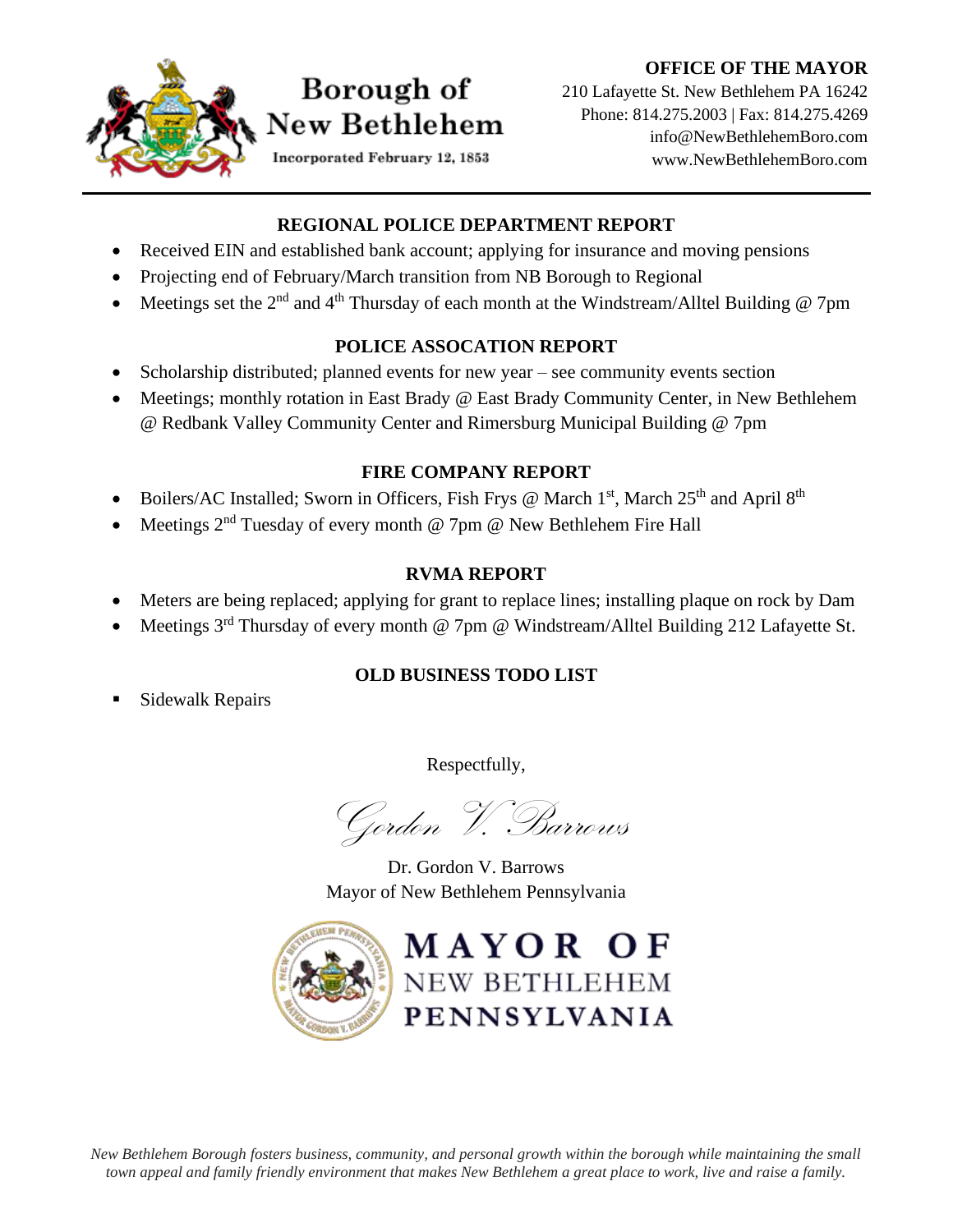**Borough of New Bethlehem**

Incorporated February 12, 1853

**OFFICE OF THE MAYOR**
210 Lafayette St. New Bethlehem PA 16242
Phone: 814.275.2003 | Fax: 814.275.4269
info@NewBethlehemBoro.com
www.NewBethlehemBoro.com

## REGIONAL POLICE DEPARTMENT REPORT

- Received EIN and established bank account; applying for insurance and moving pensions
- Projecting end of February/March transition from NB Borough to Regional
- Meetings set the 2nd and 4th Thursday of each month at the Windstream/Alltel Building @ 7pm

## POLICE ASSOCATION REPORT

- Scholarship distributed; planned events for new year – see community events section
- Meetings; monthly rotation in East Brady @ East Brady Community Center, in New Bethlehem @ Redbank Valley Community Center and Rimersburg Municipal Building @ 7pm

## FIRE COMPANY REPORT

- Boilers/AC Installed; Sworn in Officers, Fish Frys @ March 1st, March 25th and April 8th
- Meetings 2nd Tuesday of every month @ 7pm @ New Bethlehem Fire Hall

## RVMA REPORT

- Meters are being replaced; applying for grant to replace lines; installing plaque on rock by Dam
- Meetings 3rd Thursday of every month @ 7pm @ Windstream/Alltel Building 212 Lafayette St.

## OLD BUSINESS TODO LIST

- Sidewalk Repairs

Respectfully,

*Gordon V. Barrows*

Dr. Gordon V. Barrows
Mayor of New Bethlehem Pennsylvania

**MAYOR OF**
NEW BETHLEHEM
**PENNSYLVANIA**

*New Bethlehem Borough fosters business, community, and personal growth within the borough while maintaining the small town appeal and family friendly environment that makes New Bethlehem a great place to work, live and raise a family.*